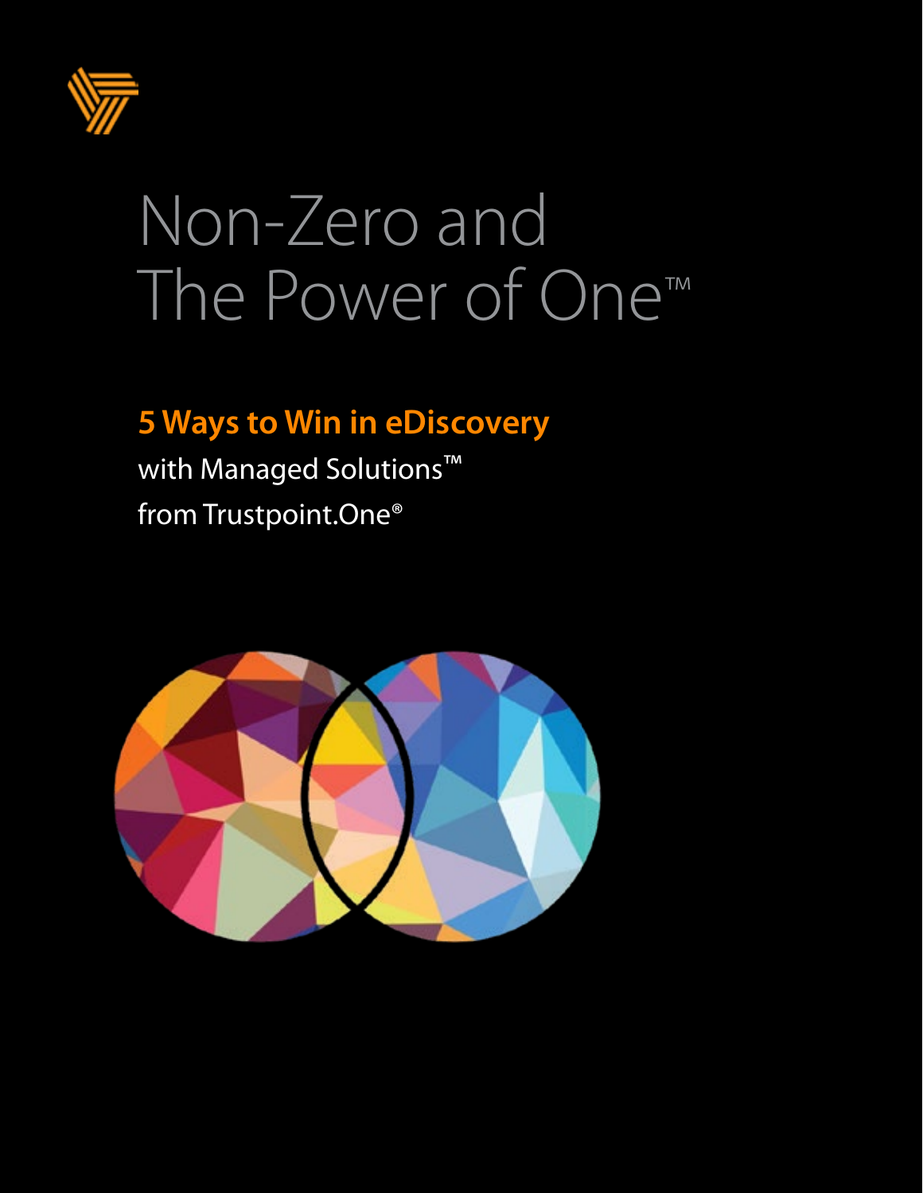# Non-Zero and The Power of One™

## 5 Ways to Win in eDiscovery

with Managed Solutions™
from Trustpoint.One®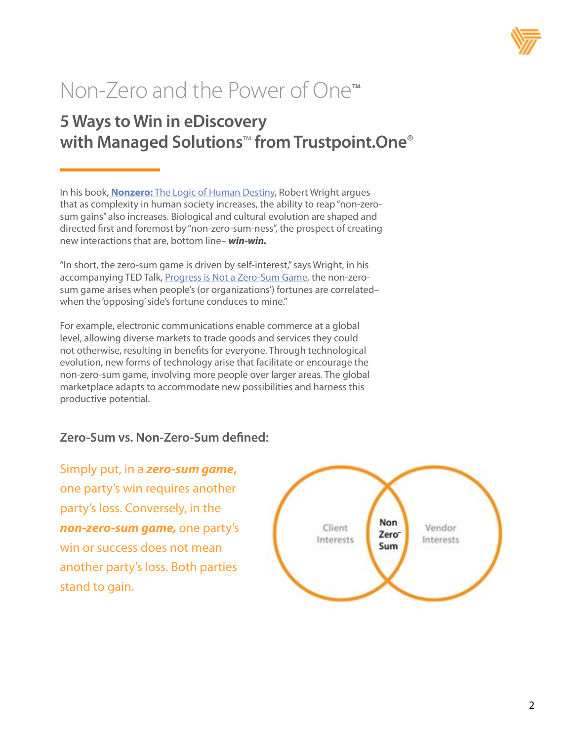# Non-Zero and the Power of One™

## 5 Ways to Win in eDiscovery with Managed Solutions™ from Trustpoint.One®

In his book, **Nonzero:** The Logic of Human Destiny, Robert Wright argues that as complexity in human society increases, the ability to reap "non-zero-sum gains" also increases. Biological and cultural evolution are shaped and directed first and foremost by "non-zero-sum-ness", the prospect of creating new interactions that are, bottom line– ***win-win.***

"In short, the zero-sum game is driven by self-interest," says Wright, in his accompanying TED Talk, Progress is Not a Zero-Sum Game, the non-zero-sum game arises when people's (or organizations') fortunes are correlated– when the 'opposing' side's fortune conduces to mine."

For example, electronic communications enable commerce at a global level, allowing diverse markets to trade goods and services they could not otherwise, resulting in benefits for everyone. Through technological evolution, new forms of technology arise that facilitate or encourage the non-zero-sum game, involving more people over larger areas. The global marketplace adapts to accommodate new possibilities and harness this productive potential.

### Zero-Sum vs. Non-Zero-Sum defined:

Simply put, in a ***zero-sum game,*** one party's win requires another party's loss. Conversely, in the ***non-zero-sum game,*** one party's win or success does not mean another party's loss. Both parties stand to gain.

Client Interests | Non Zero Sum | Vendor Interests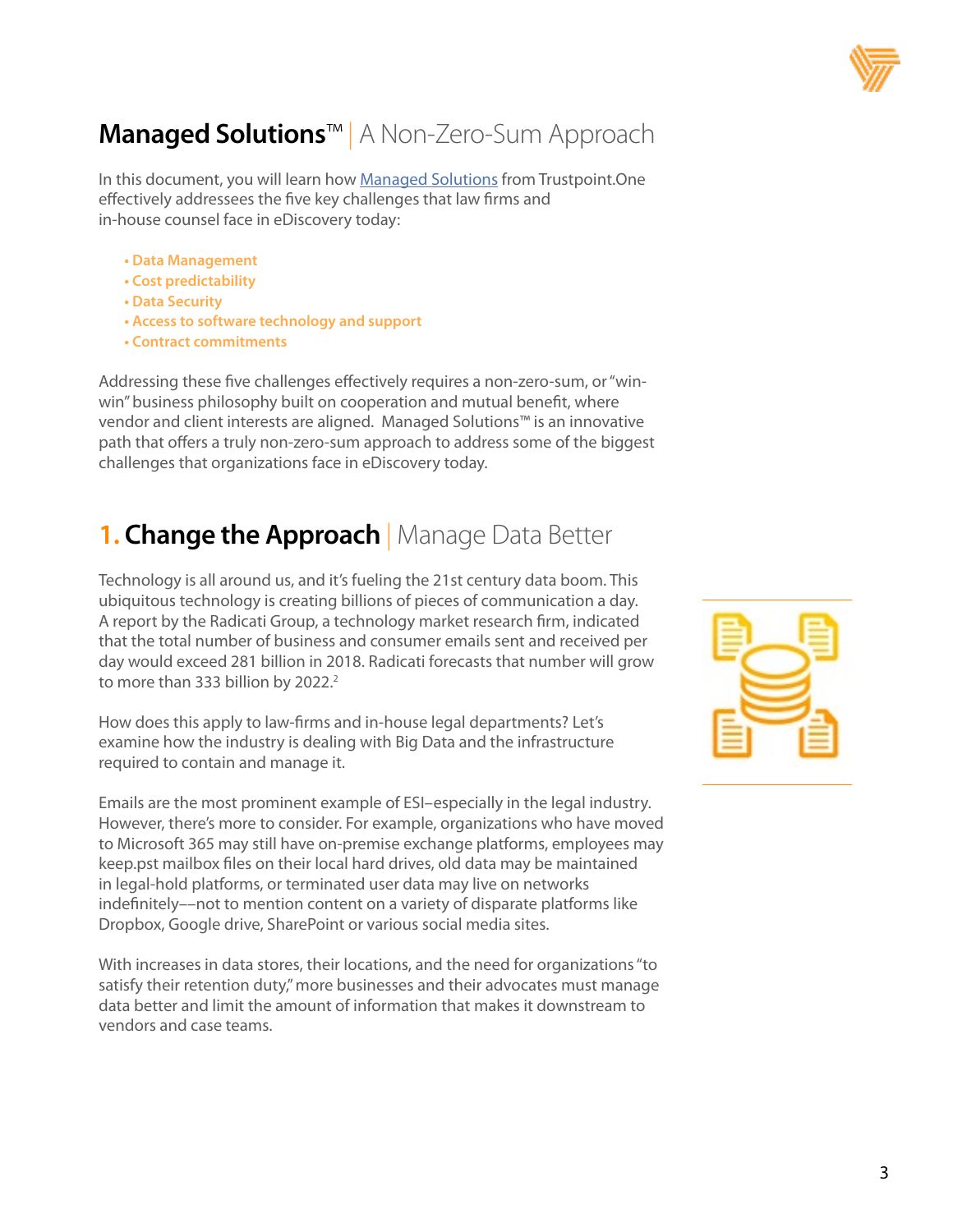## **Managed Solutions**™ | A Non-Zero-Sum Approach

In this document, you will learn how [Managed Solutions] from Trustpoint.One effectively addressees the five key challenges that law firms and in-house counsel face in eDiscovery today:

- **Data Management**
- **Cost predictability**
- **Data Security**
- **Access to software technology and support**
- **Contract commitments**

Addressing these five challenges effectively requires a non-zero-sum, or "win-win" business philosophy built on cooperation and mutual benefit, where vendor and client interests are aligned. Managed Solutions™ is an innovative path that offers a truly non-zero-sum approach to address some of the biggest challenges that organizations face in eDiscovery today.

## **1. Change the Approach** | Manage Data Better

Technology is all around us, and it's fueling the 21st century data boom. This ubiquitous technology is creating billions of pieces of communication a day. A report by the Radicati Group, a technology market research firm, indicated that the total number of business and consumer emails sent and received per day would exceed 281 billion in 2018. Radicati forecasts that number will grow to more than 333 billion by 2022.[2]

How does this apply to law-firms and in-house legal departments? Let's examine how the industry is dealing with Big Data and the infrastructure required to contain and manage it.

Emails are the most prominent example of ESI–especially in the legal industry. However, there's more to consider. For example, organizations who have moved to Microsoft 365 may still have on-premise exchange platforms, employees may keep.pst mailbox files on their local hard drives, old data may be maintained in legal-hold platforms, or terminated user data may live on networks indefinitely––not to mention content on a variety of disparate platforms like Dropbox, Google drive, SharePoint or various social media sites.

With increases in data stores, their locations, and the need for organizations "to satisfy their retention duty," more businesses and their advocates must manage data better and limit the amount of information that makes it downstream to vendors and case teams.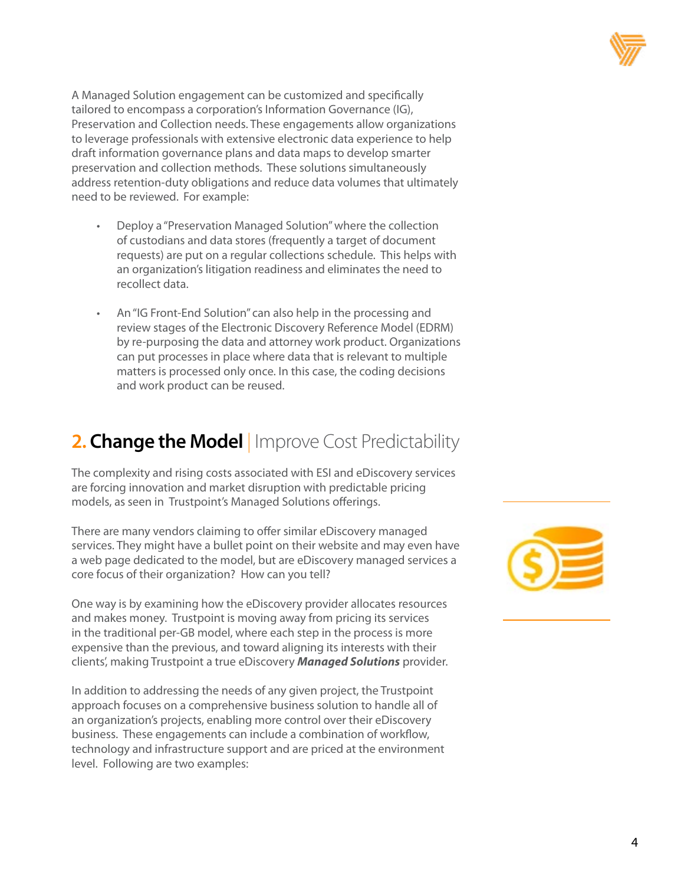A Managed Solution engagement can be customized and specifically tailored to encompass a corporation's Information Governance (IG), Preservation and Collection needs. These engagements allow organizations to leverage professionals with extensive electronic data experience to help draft information governance plans and data maps to develop smarter preservation and collection methods. These solutions simultaneously address retention-duty obligations and reduce data volumes that ultimately need to be reviewed. For example:

- Deploy a "Preservation Managed Solution" where the collection of custodians and data stores (frequently a target of document requests) are put on a regular collections schedule. This helps with an organization's litigation readiness and eliminates the need to recollect data.

- An "IG Front-End Solution" can also help in the processing and review stages of the Electronic Discovery Reference Model (EDRM) by re-purposing the data and attorney work product. Organizations can put processes in place where data that is relevant to multiple matters is processed only once. In this case, the coding decisions and work product can be reused.

## 2. Change the Model | Improve Cost Predictability

The complexity and rising costs associated with ESI and eDiscovery services are forcing innovation and market disruption with predictable pricing models, as seen in Trustpoint's Managed Solutions offerings.

There are many vendors claiming to offer similar eDiscovery managed services. They might have a bullet point on their website and may even have a web page dedicated to the model, but are eDiscovery managed services a core focus of their organization? How can you tell?

One way is by examining how the eDiscovery provider allocates resources and makes money. Trustpoint is moving away from pricing its services in the traditional per-GB model, where each step in the process is more expensive than the previous, and toward aligning its interests with their clients', making Trustpoint a true eDiscovery ***Managed Solutions*** provider.

In addition to addressing the needs of any given project, the Trustpoint approach focuses on a comprehensive business solution to handle all of an organization's projects, enabling more control over their eDiscovery business. These engagements can include a combination of workflow, technology and infrastructure support and are priced at the environment level. Following are two examples: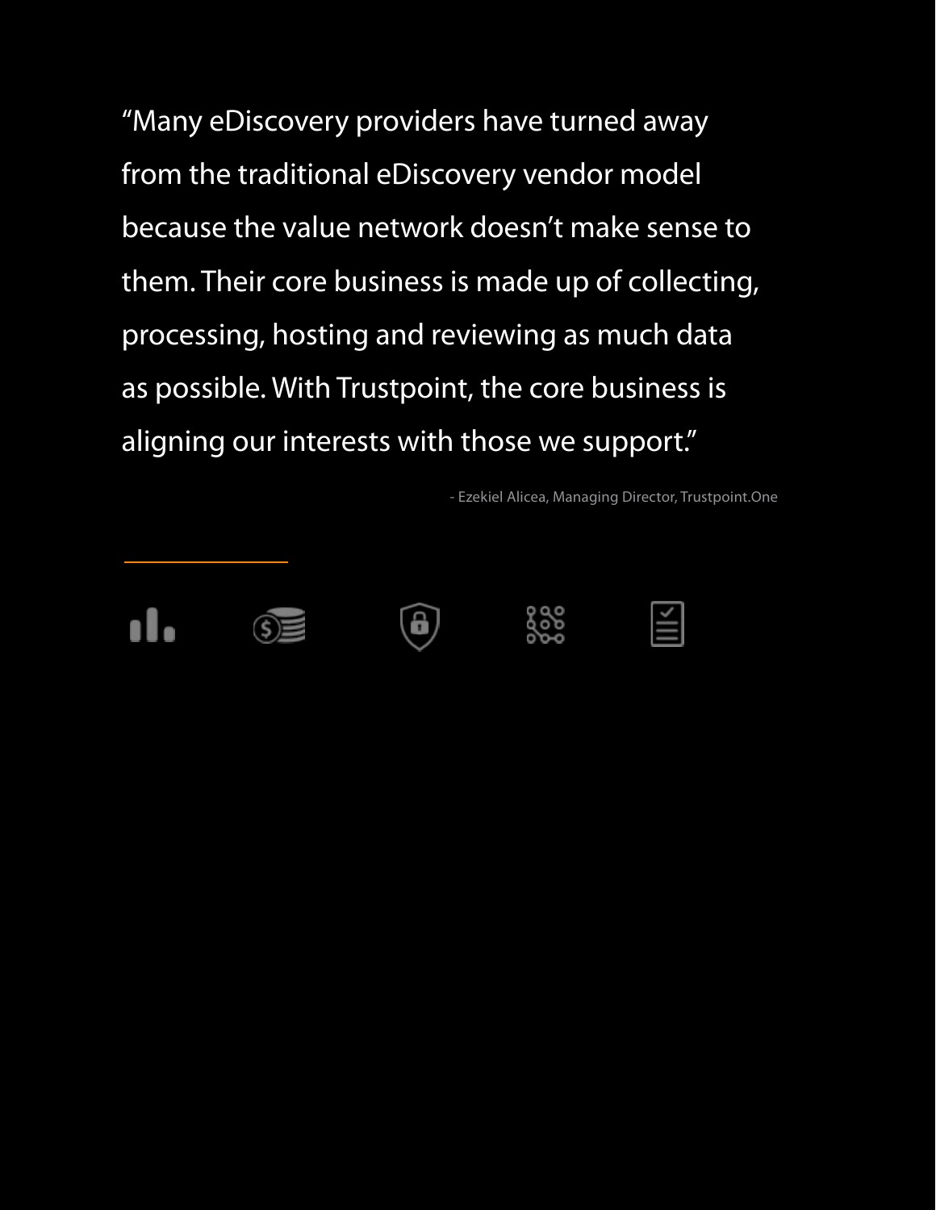"Many eDiscovery providers have turned away from the traditional eDiscovery vendor model because the value network doesn't make sense to them. Their core business is made up of collecting, processing, hosting and reviewing as much data as possible. With Trustpoint, the core business is aligning our interests with those we support."

- Ezekiel Alicea, Managing Director, Trustpoint.One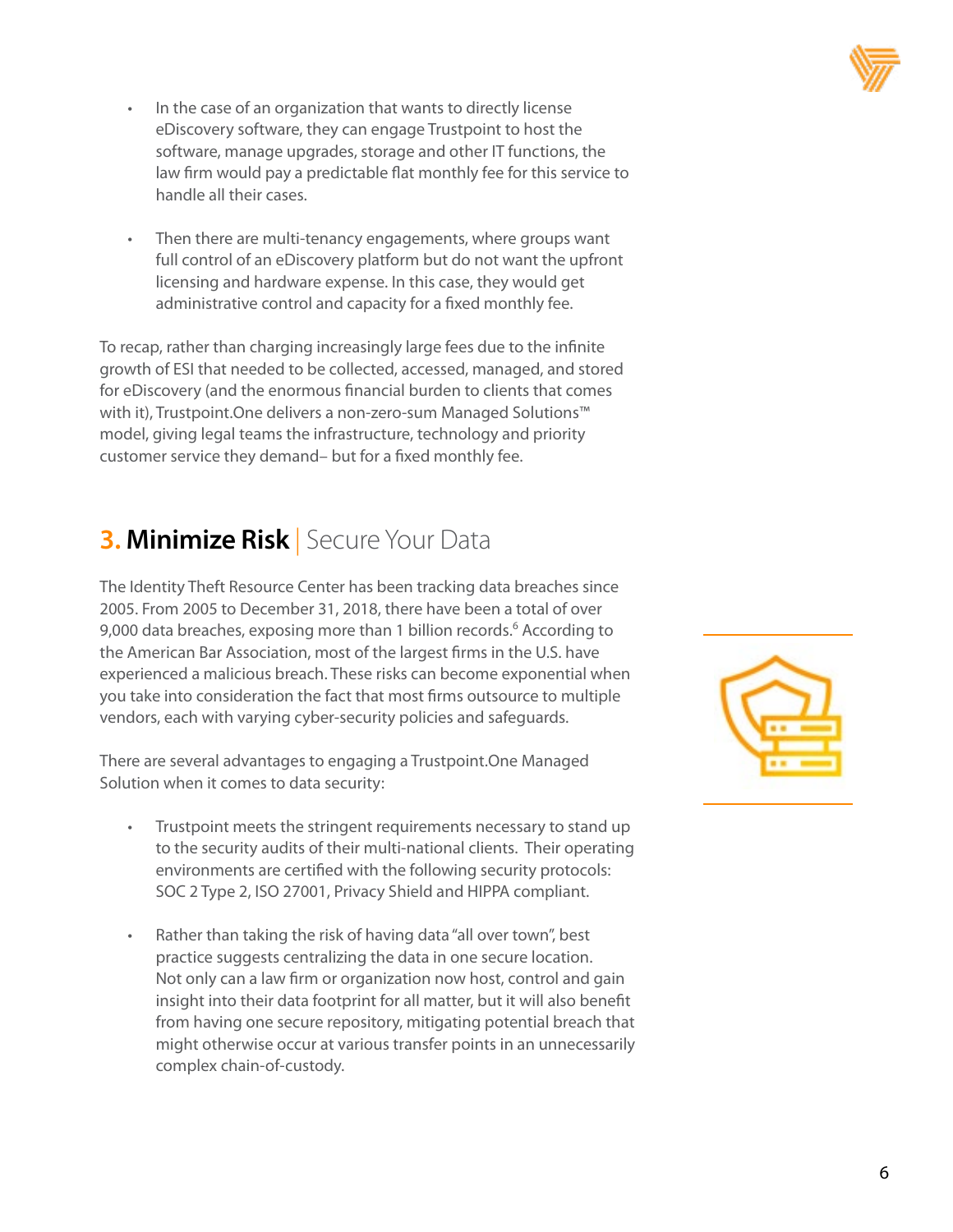- In the case of an organization that wants to directly license eDiscovery software, they can engage Trustpoint to host the software, manage upgrades, storage and other IT functions, the law firm would pay a predictable flat monthly fee for this service to handle all their cases.

- Then there are multi-tenancy engagements, where groups want full control of an eDiscovery platform but do not want the upfront licensing and hardware expense. In this case, they would get administrative control and capacity for a fixed monthly fee.

To recap, rather than charging increasingly large fees due to the infinite growth of ESI that needed to be collected, accessed, managed, and stored for eDiscovery (and the enormous financial burden to clients that comes with it), Trustpoint.One delivers a non-zero-sum Managed Solutions™ model, giving legal teams the infrastructure, technology and priority customer service they demand– but for a fixed monthly fee.

## 3. Minimize Risk | Secure Your Data

The Identity Theft Resource Center has been tracking data breaches since 2005. From 2005 to December 31, 2018, there have been a total of over 9,000 data breaches, exposing more than 1 billion records.[6] According to the American Bar Association, most of the largest firms in the U.S. have experienced a malicious breach. These risks can become exponential when you take into consideration the fact that most firms outsource to multiple vendors, each with varying cyber-security policies and safeguards.

There are several advantages to engaging a Trustpoint.One Managed Solution when it comes to data security:

- Trustpoint meets the stringent requirements necessary to stand up to the security audits of their multi-national clients. Their operating environments are certified with the following security protocols: SOC 2 Type 2, ISO 27001, Privacy Shield and HIPPA compliant.

- Rather than taking the risk of having data "all over town", best practice suggests centralizing the data in one secure location. Not only can a law firm or organization now host, control and gain insight into their data footprint for all matter, but it will also benefit from having one secure repository, mitigating potential breach that might otherwise occur at various transfer points in an unnecessarily complex chain-of-custody.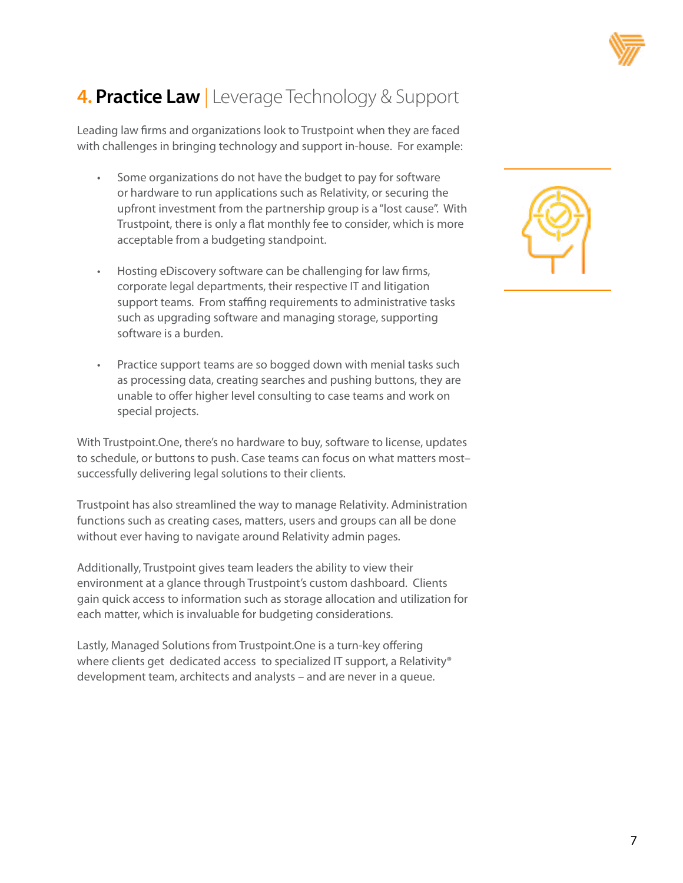# 4. Practice Law | Leverage Technology & Support

Leading law firms and organizations look to Trustpoint when they are faced with challenges in bringing technology and support in-house. For example:

- Some organizations do not have the budget to pay for software or hardware to run applications such as Relativity, or securing the upfront investment from the partnership group is a "lost cause". With Trustpoint, there is only a flat monthly fee to consider, which is more acceptable from a budgeting standpoint.

- Hosting eDiscovery software can be challenging for law firms, corporate legal departments, their respective IT and litigation support teams. From staffing requirements to administrative tasks such as upgrading software and managing storage, supporting software is a burden.

- Practice support teams are so bogged down with menial tasks such as processing data, creating searches and pushing buttons, they are unable to offer higher level consulting to case teams and work on special projects.

With Trustpoint.One, there's no hardware to buy, software to license, updates to schedule, or buttons to push. Case teams can focus on what matters most– successfully delivering legal solutions to their clients.

Trustpoint has also streamlined the way to manage Relativity. Administration functions such as creating cases, matters, users and groups can all be done without ever having to navigate around Relativity admin pages.

Additionally, Trustpoint gives team leaders the ability to view their environment at a glance through Trustpoint's custom dashboard. Clients gain quick access to information such as storage allocation and utilization for each matter, which is invaluable for budgeting considerations.

Lastly, Managed Solutions from Trustpoint.One is a turn-key offering where clients get dedicated access to specialized IT support, a Relativity® development team, architects and analysts – and are never in a queue.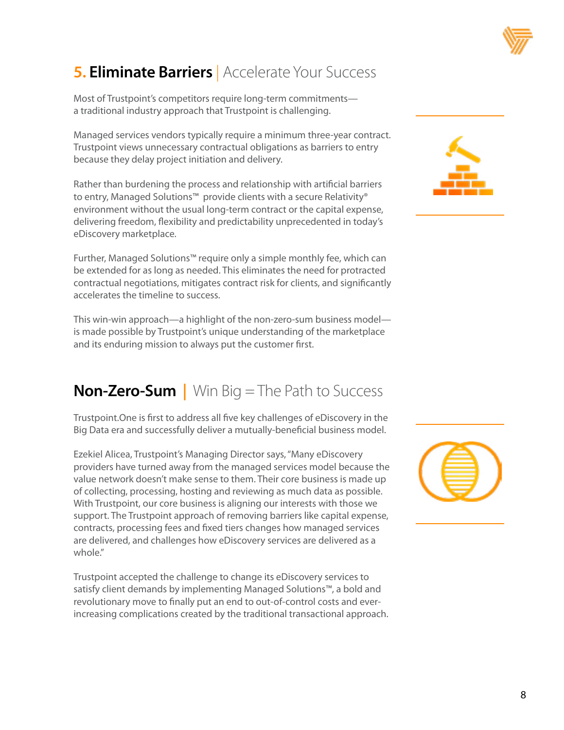## 5. Eliminate Barriers | Accelerate Your Success

Most of Trustpoint's competitors require long-term commitments—a traditional industry approach that Trustpoint is challenging.

Managed services vendors typically require a minimum three-year contract. Trustpoint views unnecessary contractual obligations as barriers to entry because they delay project initiation and delivery.

Rather than burdening the process and relationship with artificial barriers to entry, Managed Solutions™ provide clients with a secure Relativity® environment without the usual long-term contract or the capital expense, delivering freedom, flexibility and predictability unprecedented in today's eDiscovery marketplace.

Further, Managed Solutions™ require only a simple monthly fee, which can be extended for as long as needed. This eliminates the need for protracted contractual negotiations, mitigates contract risk for clients, and significantly accelerates the timeline to success.

This win-win approach—a highlight of the non-zero-sum business model—is made possible by Trustpoint's unique understanding of the marketplace and its enduring mission to always put the customer first.

## Non-Zero-Sum | Win Big = The Path to Success

Trustpoint.One is first to address all five key challenges of eDiscovery in the Big Data era and successfully deliver a mutually-beneficial business model.

Ezekiel Alicea, Trustpoint's Managing Director says, "Many eDiscovery providers have turned away from the managed services model because the value network doesn't make sense to them. Their core business is made up of collecting, processing, hosting and reviewing as much data as possible. With Trustpoint, our core business is aligning our interests with those we support. The Trustpoint approach of removing barriers like capital expense, contracts, processing fees and fixed tiers changes how managed services are delivered, and challenges how eDiscovery services are delivered as a whole."

Trustpoint accepted the challenge to change its eDiscovery services to satisfy client demands by implementing Managed Solutions™, a bold and revolutionary move to finally put an end to out-of-control costs and ever-increasing complications created by the traditional transactional approach.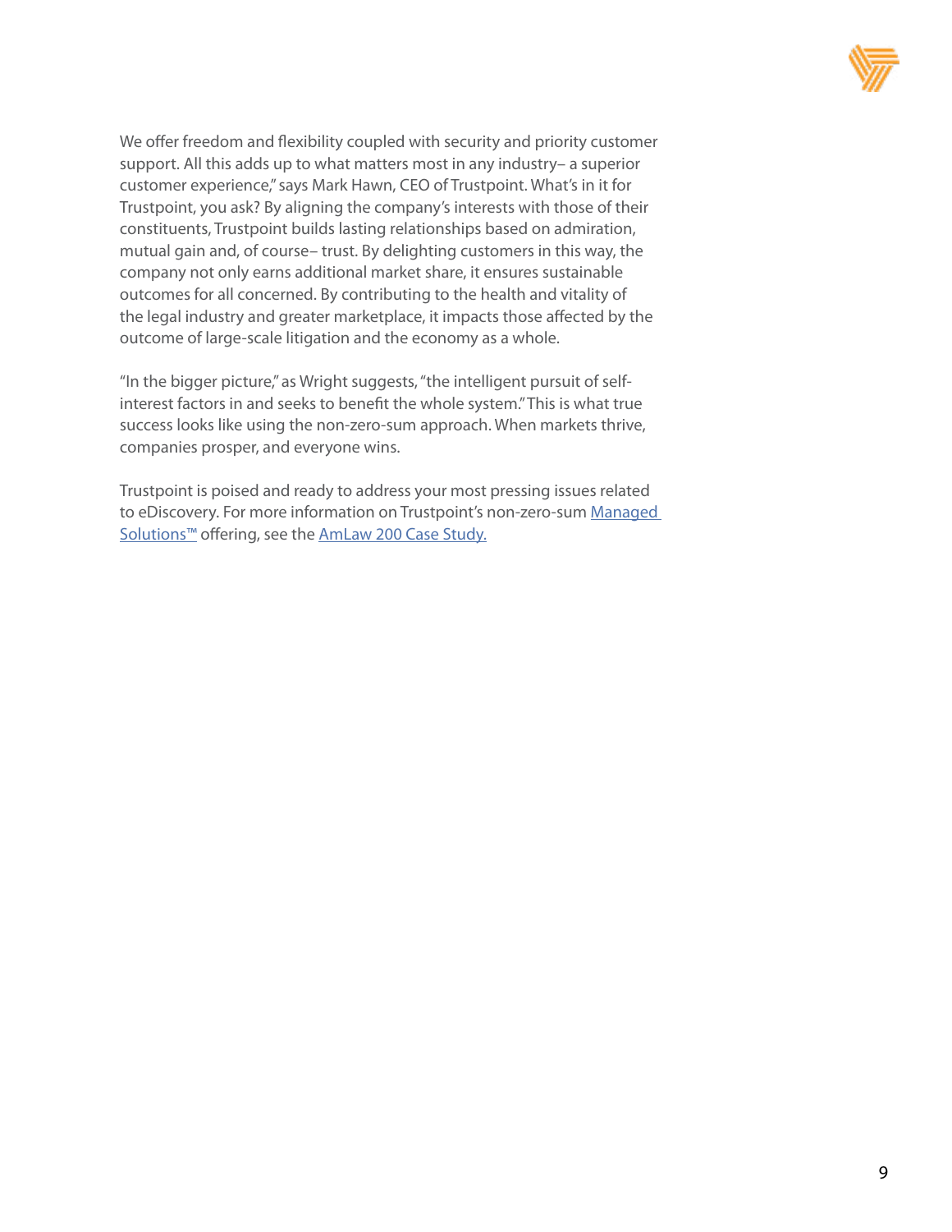We offer freedom and flexibility coupled with security and priority customer support. All this adds up to what matters most in any industry– a superior customer experience," says Mark Hawn, CEO of Trustpoint. What's in it for Trustpoint, you ask? By aligning the company's interests with those of their constituents, Trustpoint builds lasting relationships based on admiration, mutual gain and, of course– trust. By delighting customers in this way, the company not only earns additional market share, it ensures sustainable outcomes for all concerned. By contributing to the health and vitality of the legal industry and greater marketplace, it impacts those affected by the outcome of large-scale litigation and the economy as a whole.

"In the bigger picture," as Wright suggests, "the intelligent pursuit of self-interest factors in and seeks to benefit the whole system." This is what true success looks like using the non-zero-sum approach. When markets thrive, companies prosper, and everyone wins.

Trustpoint is poised and ready to address your most pressing issues related to eDiscovery. For more information on Trustpoint's non-zero-sum Managed Solutions™ offering, see the AmLaw 200 Case Study.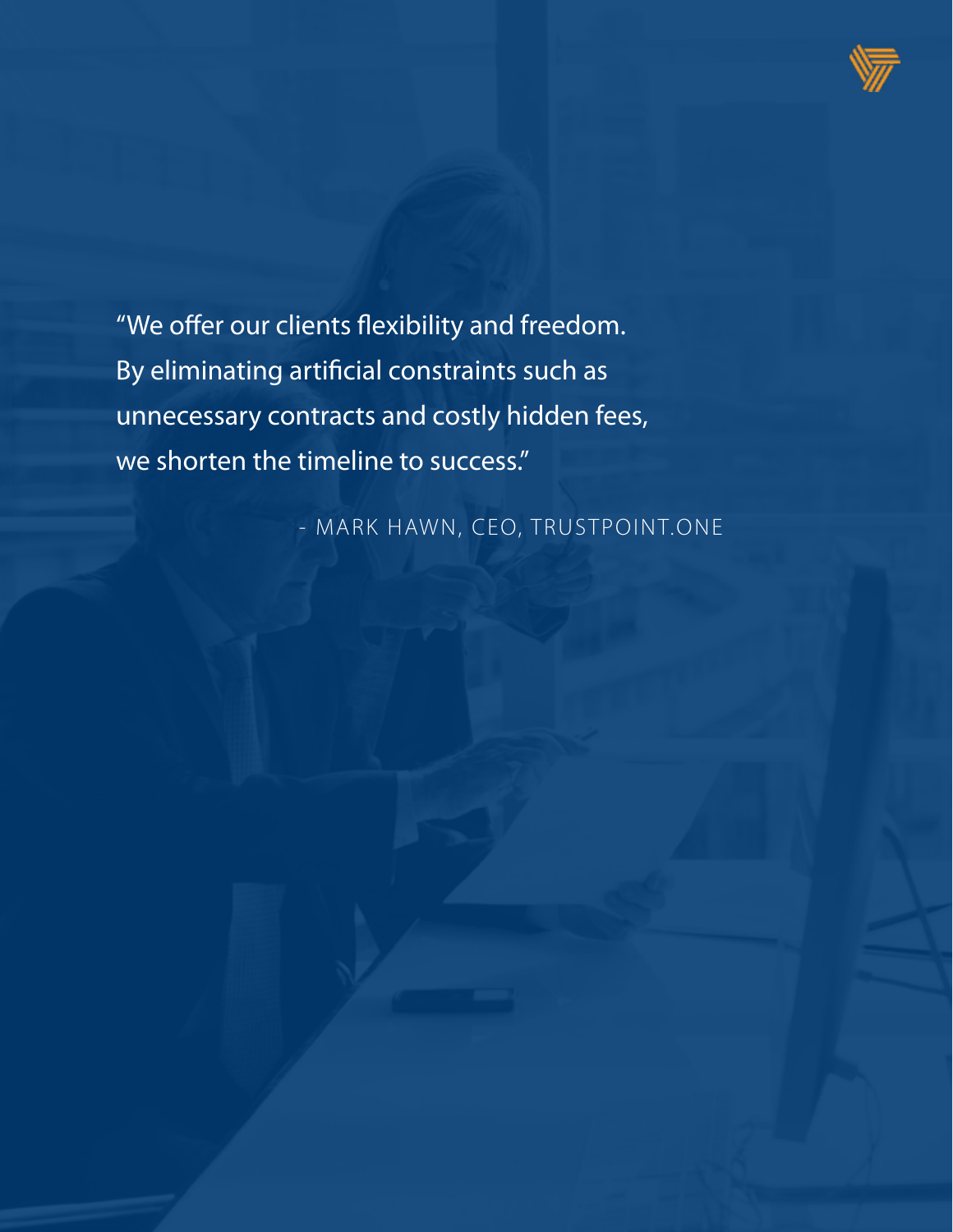"We offer our clients flexibility and freedom. By eliminating artificial constraints such as unnecessary contracts and costly hidden fees, we shorten the timeline to success."

- MARK HAWN, CEO, TRUSTPOINT.ONE